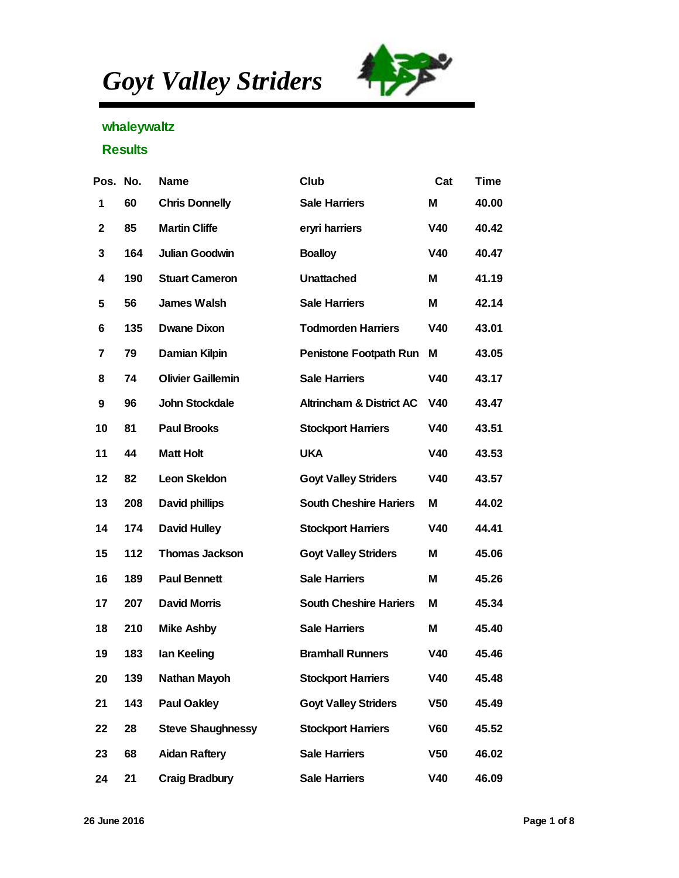# *Goyt Valley Striders*

## whaleywaltz

## Results

| Pos. | No. | Name | Club | Cat | Time |
|---|---|---|---|---|---|
| 1 | 60 | Chris Donnelly | Sale Harriers | M | 40.00 |
| 2 | 85 | Martin Cliffe | eryri harriers | V40 | 40.42 |
| 3 | 164 | Julian Goodwin | Boalloy | V40 | 40.47 |
| 4 | 190 | Stuart Cameron | Unattached | M | 41.19 |
| 5 | 56 | James Walsh | Sale Harriers | M | 42.14 |
| 6 | 135 | Dwane Dixon | Todmorden Harriers | V40 | 43.01 |
| 7 | 79 | Damian Kilpin | Penistone Footpath Run | M | 43.05 |
| 8 | 74 | Olivier Gaillemin | Sale Harriers | V40 | 43.17 |
| 9 | 96 | John Stockdale | Altrincham & District AC | V40 | 43.47 |
| 10 | 81 | Paul Brooks | Stockport Harriers | V40 | 43.51 |
| 11 | 44 | Matt Holt | UKA | V40 | 43.53 |
| 12 | 82 | Leon Skeldon | Goyt Valley Striders | V40 | 43.57 |
| 13 | 208 | David phillips | South Cheshire Hariers | M | 44.02 |
| 14 | 174 | David Hulley | Stockport Harriers | V40 | 44.41 |
| 15 | 112 | Thomas Jackson | Goyt Valley Striders | M | 45.06 |
| 16 | 189 | Paul Bennett | Sale Harriers | M | 45.26 |
| 17 | 207 | David Morris | South Cheshire Hariers | M | 45.34 |
| 18 | 210 | Mike Ashby | Sale Harriers | M | 45.40 |
| 19 | 183 | Ian Keeling | Bramhall Runners | V40 | 45.46 |
| 20 | 139 | Nathan Mayoh | Stockport Harriers | V40 | 45.48 |
| 21 | 143 | Paul Oakley | Goyt Valley Striders | V50 | 45.49 |
| 22 | 28 | Steve Shaughnessy | Stockport Harriers | V60 | 45.52 |
| 23 | 68 | Aidan Raftery | Sale Harriers | V50 | 46.02 |
| 24 | 21 | Craig Bradbury | Sale Harriers | V40 | 46.09 |

26 June 2016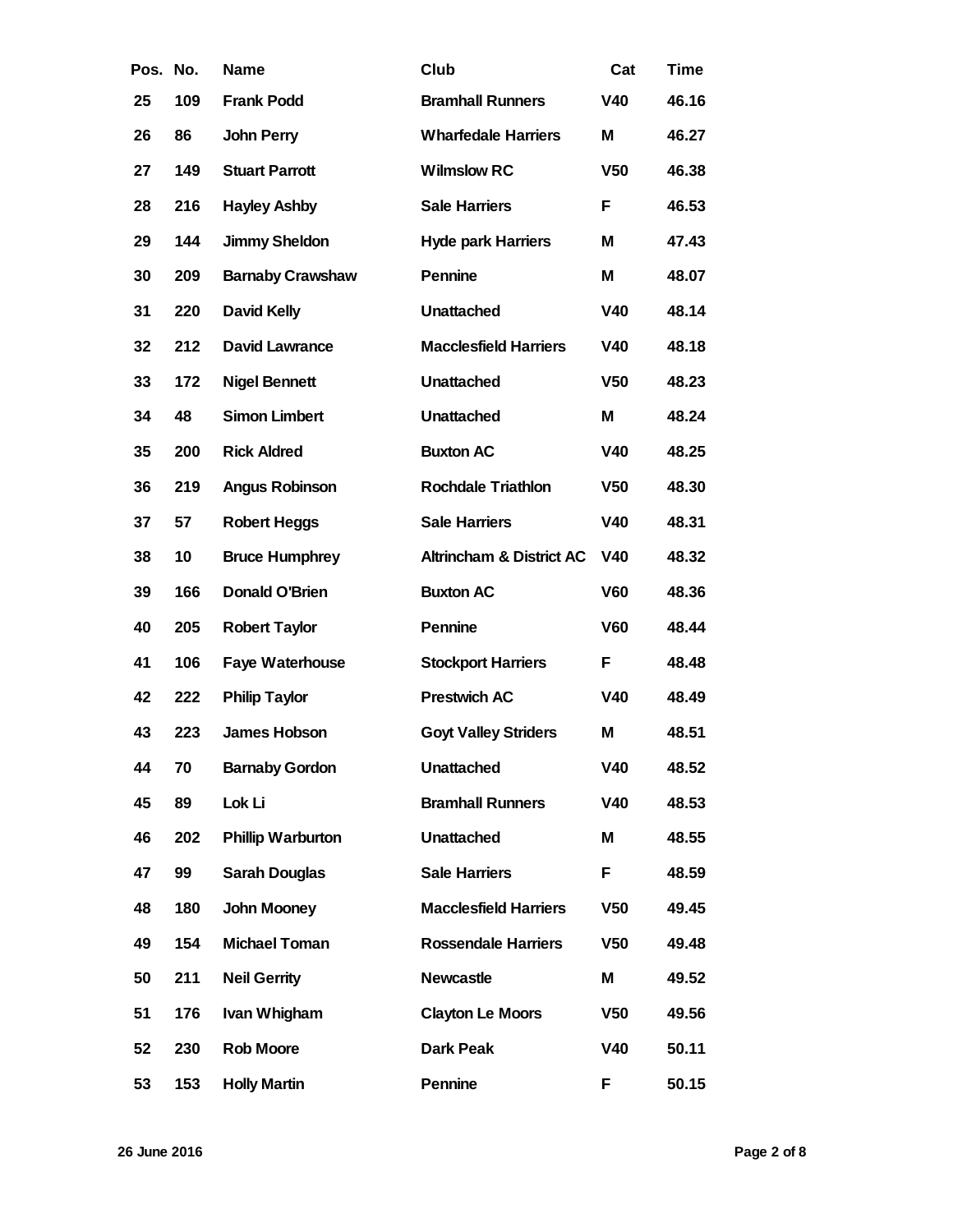| Pos. | No. | Name | Club | Cat | Time |
|---|---|---|---|---|---|
| 25 | 109 | Frank Podd | Bramhall Runners | V40 | 46.16 |
| 26 | 86 | John Perry | Wharfedale Harriers | M | 46.27 |
| 27 | 149 | Stuart Parrott | Wilmslow RC | V50 | 46.38 |
| 28 | 216 | Hayley Ashby | Sale Harriers | F | 46.53 |
| 29 | 144 | Jimmy Sheldon | Hyde park Harriers | M | 47.43 |
| 30 | 209 | Barnaby Crawshaw | Pennine | M | 48.07 |
| 31 | 220 | David Kelly | Unattached | V40 | 48.14 |
| 32 | 212 | David Lawrance | Macclesfield Harriers | V40 | 48.18 |
| 33 | 172 | Nigel Bennett | Unattached | V50 | 48.23 |
| 34 | 48 | Simon Limbert | Unattached | M | 48.24 |
| 35 | 200 | Rick Aldred | Buxton AC | V40 | 48.25 |
| 36 | 219 | Angus Robinson | Rochdale Triathlon | V50 | 48.30 |
| 37 | 57 | Robert Heggs | Sale Harriers | V40 | 48.31 |
| 38 | 10 | Bruce Humphrey | Altrincham & District AC | V40 | 48.32 |
| 39 | 166 | Donald O'Brien | Buxton AC | V60 | 48.36 |
| 40 | 205 | Robert Taylor | Pennine | V60 | 48.44 |
| 41 | 106 | Faye Waterhouse | Stockport Harriers | F | 48.48 |
| 42 | 222 | Philip Taylor | Prestwich AC | V40 | 48.49 |
| 43 | 223 | James Hobson | Goyt Valley Striders | M | 48.51 |
| 44 | 70 | Barnaby Gordon | Unattached | V40 | 48.52 |
| 45 | 89 | Lok Li | Bramhall Runners | V40 | 48.53 |
| 46 | 202 | Phillip Warburton | Unattached | M | 48.55 |
| 47 | 99 | Sarah Douglas | Sale Harriers | F | 48.59 |
| 48 | 180 | John Mooney | Macclesfield Harriers | V50 | 49.45 |
| 49 | 154 | Michael Toman | Rossendale Harriers | V50 | 49.48 |
| 50 | 211 | Neil Gerrity | Newcastle | M | 49.52 |
| 51 | 176 | Ivan Whigham | Clayton Le Moors | V50 | 49.56 |
| 52 | 230 | Rob Moore | Dark Peak | V40 | 50.11 |
| 53 | 153 | Holly Martin | Pennine | F | 50.15 |

26 June 2016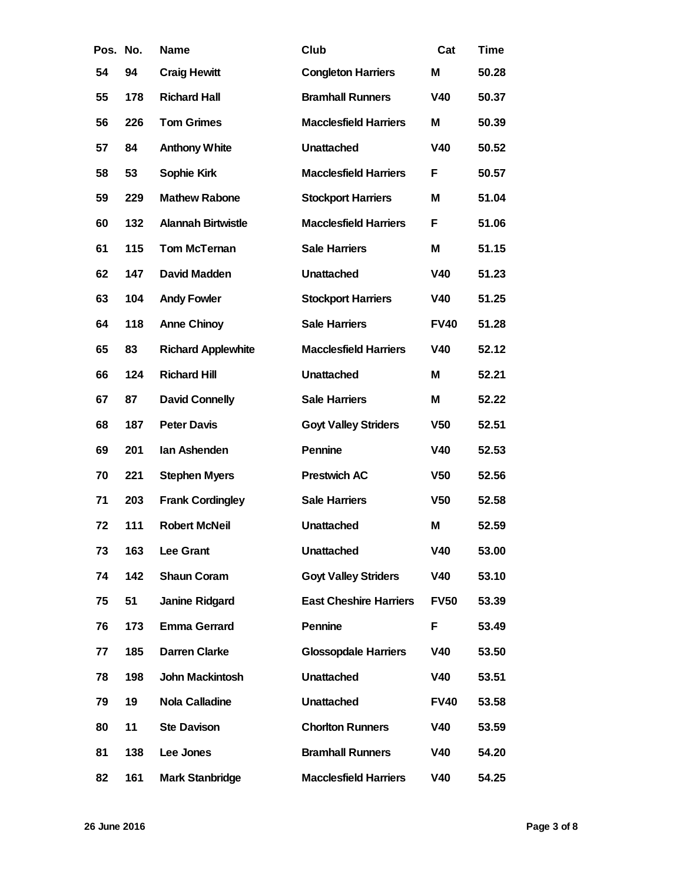| Pos. | No. | Name | Club | Cat | Time |
|---|---|---|---|---|---|
| 54 | 94 | Craig Hewitt | Congleton Harriers | M | 50.28 |
| 55 | 178 | Richard Hall | Bramhall Runners | V40 | 50.37 |
| 56 | 226 | Tom Grimes | Macclesfield Harriers | M | 50.39 |
| 57 | 84 | Anthony White | Unattached | V40 | 50.52 |
| 58 | 53 | Sophie Kirk | Macclesfield Harriers | F | 50.57 |
| 59 | 229 | Mathew Rabone | Stockport Harriers | M | 51.04 |
| 60 | 132 | Alannah Birtwistle | Macclesfield Harriers | F | 51.06 |
| 61 | 115 | Tom McTernan | Sale Harriers | M | 51.15 |
| 62 | 147 | David Madden | Unattached | V40 | 51.23 |
| 63 | 104 | Andy Fowler | Stockport Harriers | V40 | 51.25 |
| 64 | 118 | Anne Chinoy | Sale Harriers | FV40 | 51.28 |
| 65 | 83 | Richard Applewhite | Macclesfield Harriers | V40 | 52.12 |
| 66 | 124 | Richard Hill | Unattached | M | 52.21 |
| 67 | 87 | David Connelly | Sale Harriers | M | 52.22 |
| 68 | 187 | Peter Davis | Goyt Valley Striders | V50 | 52.51 |
| 69 | 201 | Ian Ashenden | Pennine | V40 | 52.53 |
| 70 | 221 | Stephen Myers | Prestwich AC | V50 | 52.56 |
| 71 | 203 | Frank Cordingley | Sale Harriers | V50 | 52.58 |
| 72 | 111 | Robert McNeil | Unattached | M | 52.59 |
| 73 | 163 | Lee Grant | Unattached | V40 | 53.00 |
| 74 | 142 | Shaun Coram | Goyt Valley Striders | V40 | 53.10 |
| 75 | 51 | Janine Ridgard | East Cheshire Harriers | FV50 | 53.39 |
| 76 | 173 | Emma Gerrard | Pennine | F | 53.49 |
| 77 | 185 | Darren Clarke | Glossopdale Harriers | V40 | 53.50 |
| 78 | 198 | John Mackintosh | Unattached | V40 | 53.51 |
| 79 | 19 | Nola Calladine | Unattached | FV40 | 53.58 |
| 80 | 11 | Ste Davison | Chorlton Runners | V40 | 53.59 |
| 81 | 138 | Lee Jones | Bramhall Runners | V40 | 54.20 |
| 82 | 161 | Mark Stanbridge | Macclesfield Harriers | V40 | 54.25 |

26 June 2016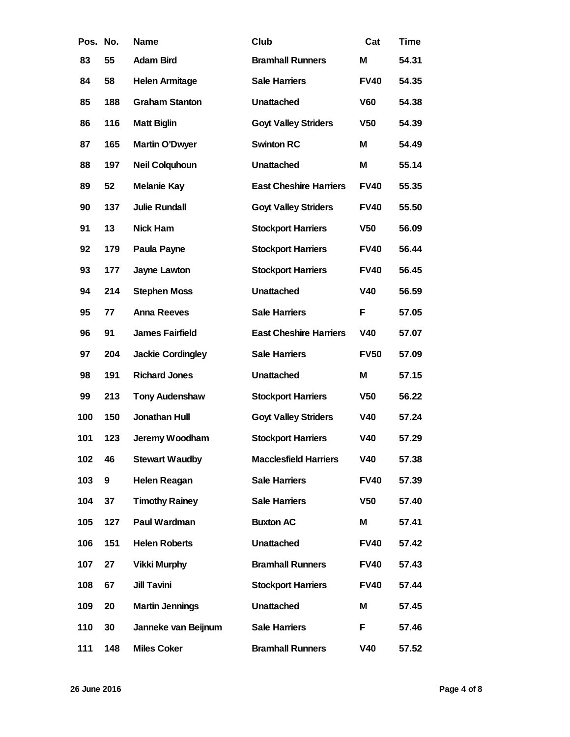| Pos. | No. | Name | Club | Cat | Time |
|---|---|---|---|---|---|
| 83 | 55 | Adam Bird | Bramhall Runners | M | 54.31 |
| 84 | 58 | Helen Armitage | Sale Harriers | FV40 | 54.35 |
| 85 | 188 | Graham Stanton | Unattached | V60 | 54.38 |
| 86 | 116 | Matt Biglin | Goyt Valley Striders | V50 | 54.39 |
| 87 | 165 | Martin O'Dwyer | Swinton RC | M | 54.49 |
| 88 | 197 | Neil Colquhoun | Unattached | M | 55.14 |
| 89 | 52 | Melanie Kay | East Cheshire Harriers | FV40 | 55.35 |
| 90 | 137 | Julie Rundall | Goyt Valley Striders | FV40 | 55.50 |
| 91 | 13 | Nick Ham | Stockport Harriers | V50 | 56.09 |
| 92 | 179 | Paula Payne | Stockport Harriers | FV40 | 56.44 |
| 93 | 177 | Jayne Lawton | Stockport Harriers | FV40 | 56.45 |
| 94 | 214 | Stephen Moss | Unattached | V40 | 56.59 |
| 95 | 77 | Anna Reeves | Sale Harriers | F | 57.05 |
| 96 | 91 | James Fairfield | East Cheshire Harriers | V40 | 57.07 |
| 97 | 204 | Jackie Cordingley | Sale Harriers | FV50 | 57.09 |
| 98 | 191 | Richard Jones | Unattached | M | 57.15 |
| 99 | 213 | Tony Audenshaw | Stockport Harriers | V50 | 56.22 |
| 100 | 150 | Jonathan Hull | Goyt Valley Striders | V40 | 57.24 |
| 101 | 123 | Jeremy Woodham | Stockport Harriers | V40 | 57.29 |
| 102 | 46 | Stewart Waudby | Macclesfield Harriers | V40 | 57.38 |
| 103 | 9 | Helen Reagan | Sale Harriers | FV40 | 57.39 |
| 104 | 37 | Timothy Rainey | Sale Harriers | V50 | 57.40 |
| 105 | 127 | Paul Wardman | Buxton AC | M | 57.41 |
| 106 | 151 | Helen Roberts | Unattached | FV40 | 57.42 |
| 107 | 27 | Vikki Murphy | Bramhall Runners | FV40 | 57.43 |
| 108 | 67 | Jill Tavini | Stockport Harriers | FV40 | 57.44 |
| 109 | 20 | Martin Jennings | Unattached | M | 57.45 |
| 110 | 30 | Janneke van Beijnum | Sale Harriers | F | 57.46 |
| 111 | 148 | Miles Coker | Bramhall Runners | V40 | 57.52 |

26 June 2016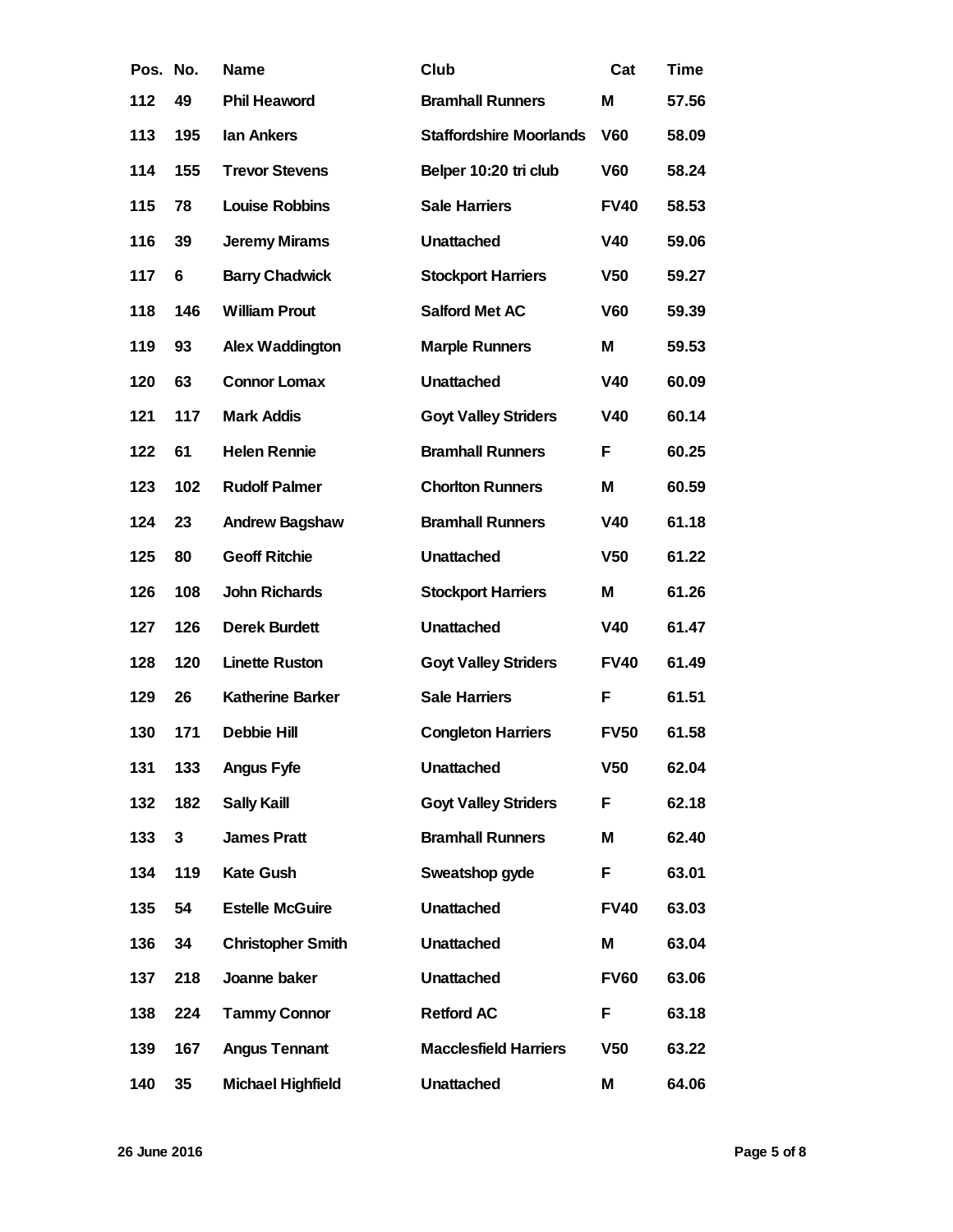| Pos. | No. | Name | Club | Cat | Time |
|---|---|---|---|---|---|
| 112 | 49 | Phil Heaword | Bramhall Runners | M | 57.56 |
| 113 | 195 | Ian Ankers | Staffordshire Moorlands | V60 | 58.09 |
| 114 | 155 | Trevor Stevens | Belper 10:20 tri club | V60 | 58.24 |
| 115 | 78 | Louise Robbins | Sale Harriers | FV40 | 58.53 |
| 116 | 39 | Jeremy Mirams | Unattached | V40 | 59.06 |
| 117 | 6 | Barry Chadwick | Stockport Harriers | V50 | 59.27 |
| 118 | 146 | William Prout | Salford Met AC | V60 | 59.39 |
| 119 | 93 | Alex Waddington | Marple Runners | M | 59.53 |
| 120 | 63 | Connor Lomax | Unattached | V40 | 60.09 |
| 121 | 117 | Mark Addis | Goyt Valley Striders | V40 | 60.14 |
| 122 | 61 | Helen Rennie | Bramhall Runners | F | 60.25 |
| 123 | 102 | Rudolf Palmer | Chorlton Runners | M | 60.59 |
| 124 | 23 | Andrew Bagshaw | Bramhall Runners | V40 | 61.18 |
| 125 | 80 | Geoff Ritchie | Unattached | V50 | 61.22 |
| 126 | 108 | John Richards | Stockport Harriers | M | 61.26 |
| 127 | 126 | Derek Burdett | Unattached | V40 | 61.47 |
| 128 | 120 | Linette Ruston | Goyt Valley Striders | FV40 | 61.49 |
| 129 | 26 | Katherine Barker | Sale Harriers | F | 61.51 |
| 130 | 171 | Debbie Hill | Congleton Harriers | FV50 | 61.58 |
| 131 | 133 | Angus Fyfe | Unattached | V50 | 62.04 |
| 132 | 182 | Sally Kaill | Goyt Valley Striders | F | 62.18 |
| 133 | 3 | James Pratt | Bramhall Runners | M | 62.40 |
| 134 | 119 | Kate Gush | Sweatshop gyde | F | 63.01 |
| 135 | 54 | Estelle McGuire | Unattached | FV40 | 63.03 |
| 136 | 34 | Christopher Smith | Unattached | M | 63.04 |
| 137 | 218 | Joanne baker | Unattached | FV60 | 63.06 |
| 138 | 224 | Tammy Connor | Retford AC | F | 63.18 |
| 139 | 167 | Angus Tennant | Macclesfield Harriers | V50 | 63.22 |
| 140 | 35 | Michael Highfield | Unattached | M | 64.06 |

26 June 2016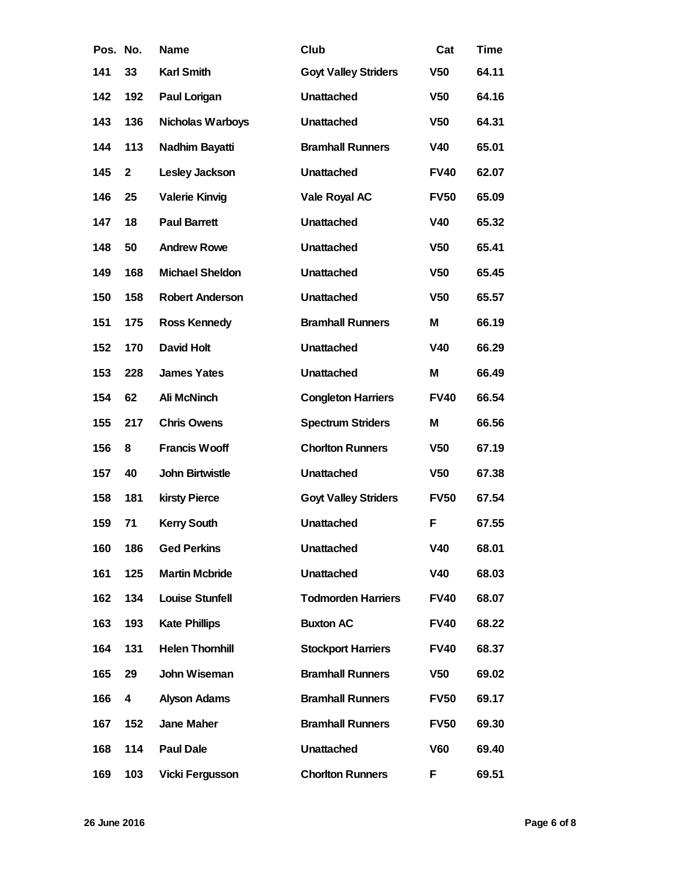| Pos. | No. | Name | Club | Cat | Time |
|---|---|---|---|---|---|
| 141 | 33 | Karl Smith | Goyt Valley Striders | V50 | 64.11 |
| 142 | 192 | Paul Lorigan | Unattached | V50 | 64.16 |
| 143 | 136 | Nicholas Warboys | Unattached | V50 | 64.31 |
| 144 | 113 | Nadhim Bayatti | Bramhall Runners | V40 | 65.01 |
| 145 | 2 | Lesley Jackson | Unattached | FV40 | 62.07 |
| 146 | 25 | Valerie Kinvig | Vale Royal AC | FV50 | 65.09 |
| 147 | 18 | Paul Barrett | Unattached | V40 | 65.32 |
| 148 | 50 | Andrew Rowe | Unattached | V50 | 65.41 |
| 149 | 168 | Michael Sheldon | Unattached | V50 | 65.45 |
| 150 | 158 | Robert Anderson | Unattached | V50 | 65.57 |
| 151 | 175 | Ross Kennedy | Bramhall Runners | M | 66.19 |
| 152 | 170 | David Holt | Unattached | V40 | 66.29 |
| 153 | 228 | James Yates | Unattached | M | 66.49 |
| 154 | 62 | Ali McNinch | Congleton Harriers | FV40 | 66.54 |
| 155 | 217 | Chris Owens | Spectrum Striders | M | 66.56 |
| 156 | 8 | Francis Wooff | Chorlton Runners | V50 | 67.19 |
| 157 | 40 | John Birtwistle | Unattached | V50 | 67.38 |
| 158 | 181 | kirsty Pierce | Goyt Valley Striders | FV50 | 67.54 |
| 159 | 71 | Kerry South | Unattached | F | 67.55 |
| 160 | 186 | Ged Perkins | Unattached | V40 | 68.01 |
| 161 | 125 | Martin Mcbride | Unattached | V40 | 68.03 |
| 162 | 134 | Louise Stunfell | Todmorden Harriers | FV40 | 68.07 |
| 163 | 193 | Kate Phillips | Buxton AC | FV40 | 68.22 |
| 164 | 131 | Helen Thornhill | Stockport Harriers | FV40 | 68.37 |
| 165 | 29 | John Wiseman | Bramhall Runners | V50 | 69.02 |
| 166 | 4 | Alyson Adams | Bramhall Runners | FV50 | 69.17 |
| 167 | 152 | Jane Maher | Bramhall Runners | FV50 | 69.30 |
| 168 | 114 | Paul Dale | Unattached | V60 | 69.40 |
| 169 | 103 | Vicki Fergusson | Chorlton Runners | F | 69.51 |

26 June 2016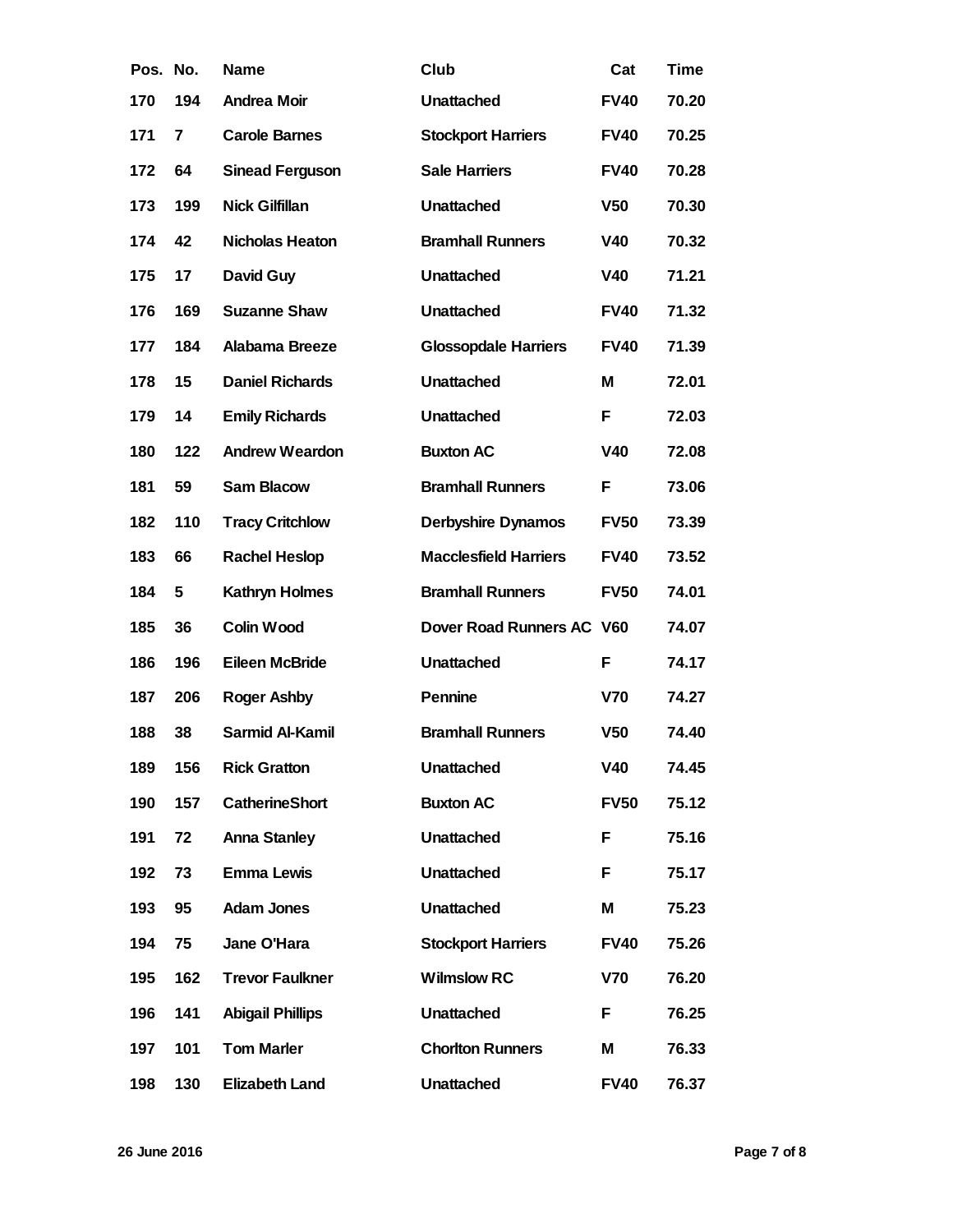| Pos. | No. | Name | Club | Cat | Time |
|---|---|---|---|---|---|
| 170 | 194 | Andrea Moir | Unattached | FV40 | 70.20 |
| 171 | 7 | Carole Barnes | Stockport Harriers | FV40 | 70.25 |
| 172 | 64 | Sinead Ferguson | Sale Harriers | FV40 | 70.28 |
| 173 | 199 | Nick Gilfillan | Unattached | V50 | 70.30 |
| 174 | 42 | Nicholas Heaton | Bramhall Runners | V40 | 70.32 |
| 175 | 17 | David Guy | Unattached | V40 | 71.21 |
| 176 | 169 | Suzanne Shaw | Unattached | FV40 | 71.32 |
| 177 | 184 | Alabama Breeze | Glossopdale Harriers | FV40 | 71.39 |
| 178 | 15 | Daniel Richards | Unattached | M | 72.01 |
| 179 | 14 | Emily Richards | Unattached | F | 72.03 |
| 180 | 122 | Andrew Weardon | Buxton AC | V40 | 72.08 |
| 181 | 59 | Sam Blacow | Bramhall Runners | F | 73.06 |
| 182 | 110 | Tracy Critchlow | Derbyshire Dynamos | FV50 | 73.39 |
| 183 | 66 | Rachel Heslop | Macclesfield Harriers | FV40 | 73.52 |
| 184 | 5 | Kathryn Holmes | Bramhall Runners | FV50 | 74.01 |
| 185 | 36 | Colin Wood | Dover Road Runners AC | V60 | 74.07 |
| 186 | 196 | Eileen McBride | Unattached | F | 74.17 |
| 187 | 206 | Roger Ashby | Pennine | V70 | 74.27 |
| 188 | 38 | Sarmid Al-Kamil | Bramhall Runners | V50 | 74.40 |
| 189 | 156 | Rick Gratton | Unattached | V40 | 74.45 |
| 190 | 157 | CatherineShort | Buxton AC | FV50 | 75.12 |
| 191 | 72 | Anna Stanley | Unattached | F | 75.16 |
| 192 | 73 | Emma Lewis | Unattached | F | 75.17 |
| 193 | 95 | Adam Jones | Unattached | M | 75.23 |
| 194 | 75 | Jane O'Hara | Stockport Harriers | FV40 | 75.26 |
| 195 | 162 | Trevor Faulkner | Wilmslow RC | V70 | 76.20 |
| 196 | 141 | Abigail Phillips | Unattached | F | 76.25 |
| 197 | 101 | Tom Marler | Chorlton Runners | M | 76.33 |
| 198 | 130 | Elizabeth Land | Unattached | FV40 | 76.37 |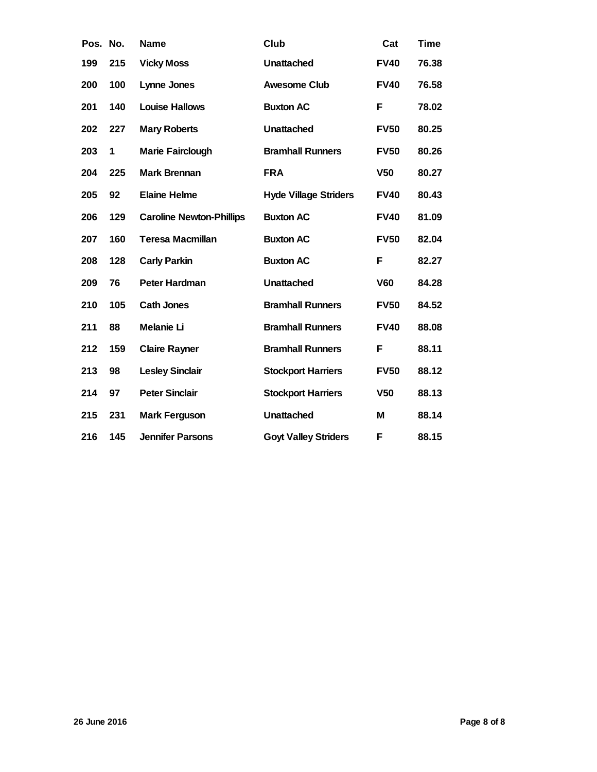| Pos. | No. | Name | Club | Cat | Time |
|---|---|---|---|---|---|
| 199 | 215 | Vicky Moss | Unattached | FV40 | 76.38 |
| 200 | 100 | Lynne Jones | Awesome Club | FV40 | 76.58 |
| 201 | 140 | Louise Hallows | Buxton AC | F | 78.02 |
| 202 | 227 | Mary Roberts | Unattached | FV50 | 80.25 |
| 203 | 1 | Marie Fairclough | Bramhall Runners | FV50 | 80.26 |
| 204 | 225 | Mark Brennan | FRA | V50 | 80.27 |
| 205 | 92 | Elaine Helme | Hyde Village Striders | FV40 | 80.43 |
| 206 | 129 | Caroline Newton-Phillips | Buxton AC | FV40 | 81.09 |
| 207 | 160 | Teresa Macmillan | Buxton AC | FV50 | 82.04 |
| 208 | 128 | Carly Parkin | Buxton AC | F | 82.27 |
| 209 | 76 | Peter Hardman | Unattached | V60 | 84.28 |
| 210 | 105 | Cath Jones | Bramhall Runners | FV50 | 84.52 |
| 211 | 88 | Melanie Li | Bramhall Runners | FV40 | 88.08 |
| 212 | 159 | Claire Rayner | Bramhall Runners | F | 88.11 |
| 213 | 98 | Lesley Sinclair | Stockport Harriers | FV50 | 88.12 |
| 214 | 97 | Peter Sinclair | Stockport Harriers | V50 | 88.13 |
| 215 | 231 | Mark Ferguson | Unattached | M | 88.14 |
| 216 | 145 | Jennifer Parsons | Goyt Valley Striders | F | 88.15 |

26 June 2016